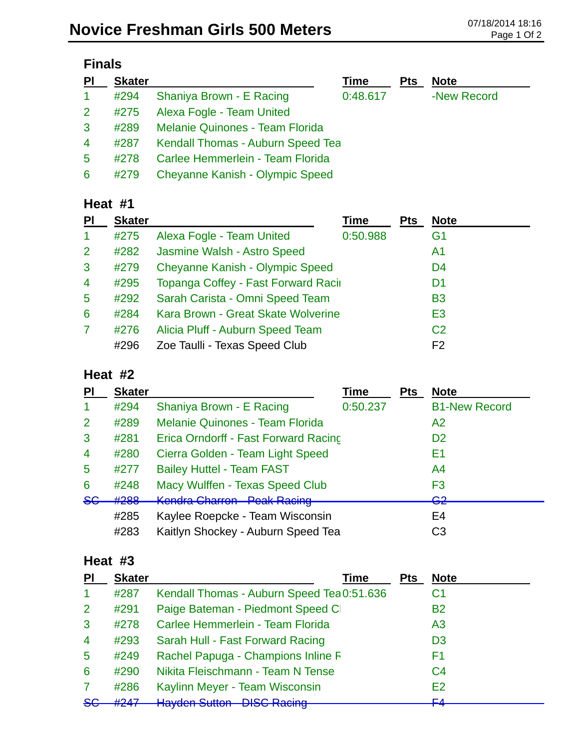# Novice Freshman Girls 500 Meters

07/18/2014 18:16

## Finals

| Pl | Skater | | Time | Pts | Note |
|---|---|---|---|---|---|
| 1 | #294 | Shaniya Brown - E Racing | 0:48.617 | | -New Record |
| 2 | #275 | Alexa Fogle - Team United | | | |
| 3 | #289 | Melanie Quinones - Team Florida | | | |
| 4 | #287 | Kendall Thomas - Auburn Speed Tea | | | |
| 5 | #278 | Carlee Hemmerlein - Team Florida | | | |
| 6 | #279 | Cheyanne Kanish - Olympic Speed | | | |

## Heat #1

| Pl | Skater | | Time | Pts | Note |
|---|---|---|---|---|---|
| 1 | #275 | Alexa Fogle - Team United | 0:50.988 | | G1 |
| 2 | #282 | Jasmine Walsh - Astro Speed | | | A1 |
| 3 | #279 | Cheyanne Kanish - Olympic Speed | | | D4 |
| 4 | #295 | Topanga Coffey - Fast Forward Racii | | | D1 |
| 5 | #292 | Sarah Carista - Omni Speed Team | | | B3 |
| 6 | #284 | Kara Brown - Great Skate Wolverine | | | E3 |
| 7 | #276 | Alicia Pluff - Auburn Speed Team | | | C2 |
| | #296 | Zoe Taulli - Texas Speed Club | | | F2 |

## Heat #2

| Pl | Skater | | Time | Pts | Note |
|---|---|---|---|---|---|
| 1 | #294 | Shaniya Brown - E Racing | 0:50.237 | | B1-New Record |
| 2 | #289 | Melanie Quinones - Team Florida | | | A2 |
| 3 | #281 | Erica Orndorff - Fast Forward Racing | | | D2 |
| 4 | #280 | Cierra Golden - Team Light Speed | | | E1 |
| 5 | #277 | Bailey Huttel - Team FAST | | | A4 |
| 6 | #248 | Macy Wulffen - Texas Speed Club | | | F3 |
| ~~SC~~ | ~~#288~~ | ~~Kendra Charron - Peak Racing~~ | | | ~~G2~~ |
| | #285 | Kaylee Roepcke - Team Wisconsin | | | E4 |
| | #283 | Kaitlyn Shockey - Auburn Speed Tea | | | C3 |

## Heat #3

| Pl | Skater | | Time | Pts | Note |
|---|---|---|---|---|---|
| 1 | #287 | Kendall Thomas - Auburn Speed Tea | 0:51.636 | | C1 |
| 2 | #291 | Paige Bateman - Piedmont Speed Cl | | | B2 |
| 3 | #278 | Carlee Hemmerlein - Team Florida | | | A3 |
| 4 | #293 | Sarah Hull - Fast Forward Racing | | | D3 |
| 5 | #249 | Rachel Papuga - Champions Inline F | | | F1 |
| 6 | #290 | Nikita Fleischmann - Team N Tense | | | C4 |
| 7 | #286 | Kaylinn Meyer - Team Wisconsin | | | E2 |
| ~~SC~~ | ~~#247~~ | ~~Hayden Sutton - DISC Racing~~ | | | ~~F4~~ |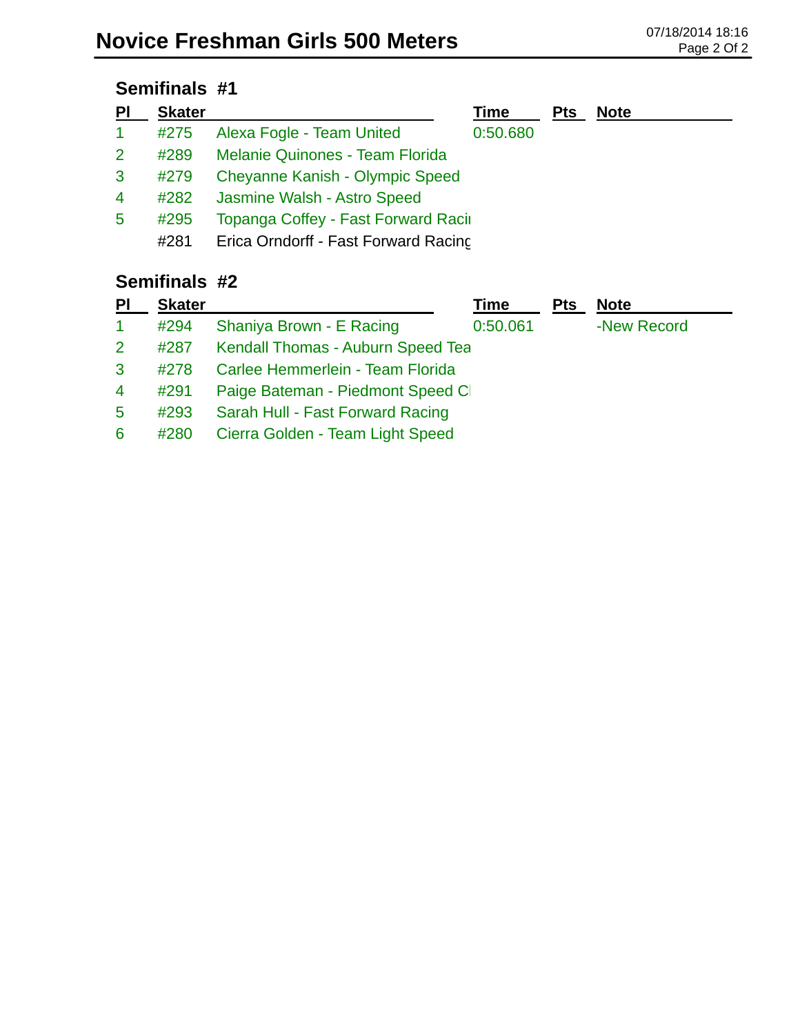# Novice Freshman Girls 500 Meters

07/18/2014 18:16

## Semifinals #1

| Pl | Skater | | Time | Pts | Note |
|---|---|---|---|---|---|
| 1 | #275 | Alexa Fogle - Team United | 0:50.680 | | |
| 2 | #289 | Melanie Quinones - Team Florida | | | |
| 3 | #279 | Cheyanne Kanish - Olympic Speed | | | |
| 4 | #282 | Jasmine Walsh - Astro Speed | | | |
| 5 | #295 | Topanga Coffey - Fast Forward Raci | | | |
| | #281 | Erica Orndorff - Fast Forward Racing | | | |

## Semifinals #2

| Pl | Skater | | Time | Pts | Note |
|---|---|---|---|---|---|
| 1 | #294 | Shaniya Brown - E Racing | 0:50.061 | | -New Record |
| 2 | #287 | Kendall Thomas - Auburn Speed Tea | | | |
| 3 | #278 | Carlee Hemmerlein - Team Florida | | | |
| 4 | #291 | Paige Bateman - Piedmont Speed Cl | | | |
| 5 | #293 | Sarah Hull - Fast Forward Racing | | | |
| 6 | #280 | Cierra Golden - Team Light Speed | | | |